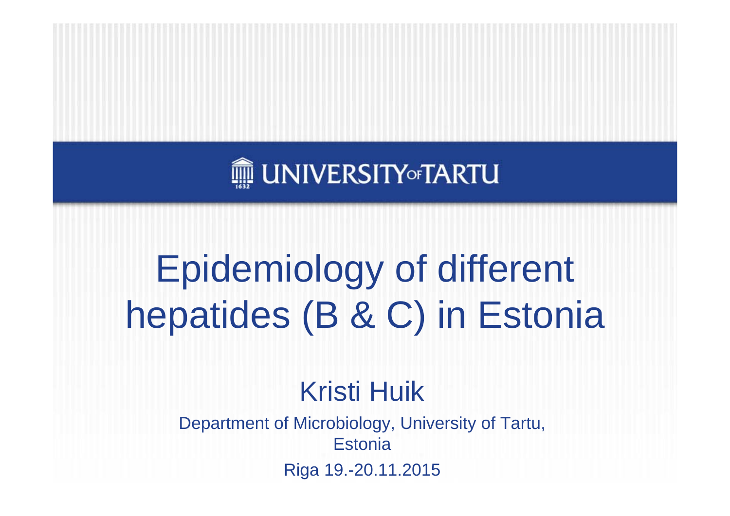UNIVERSITY OF TARTU

# Epidemiology of different hepatides (B & C) in Estonia

## Kristi Huik

Department of Microbiology, University of Tartu, Estonia

Riga 19.-20.11.2015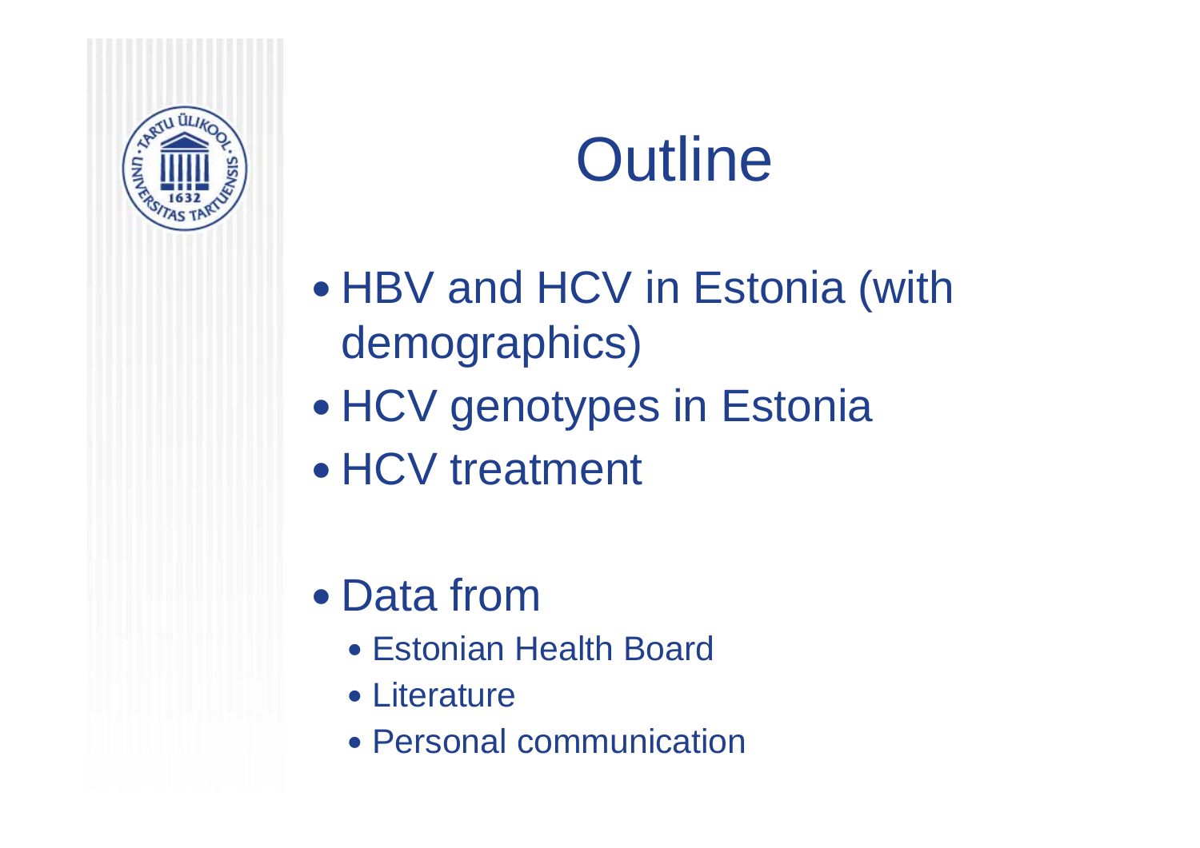# Outline

- HBV and HCV in Estonia (with demographics)
- HCV genotypes in Estonia
- HCV treatment

- Data from
  - Estonian Health Board
  - Literature
  - Personal communication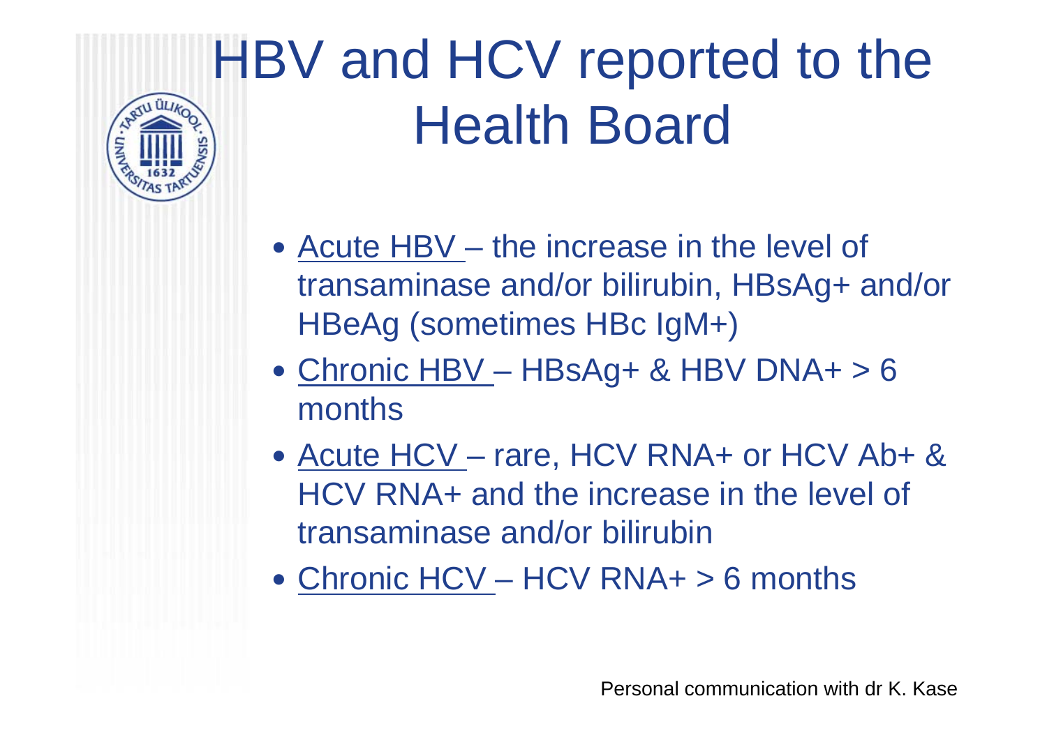# HBV and HCV reported to the Health Board

- Acute HBV – the increase in the level of transaminase and/or bilirubin, HBsAg+ and/or HBeAg (sometimes HBc IgM+)
- Chronic HBV – HBsAg+ & HBV DNA+ > 6 months
- Acute HCV – rare, HCV RNA+ or HCV Ab+ & HCV RNA+ and the increase in the level of transaminase and/or bilirubin
- Chronic HCV – HCV RNA+ > 6 months

Personal communication with dr K. Kase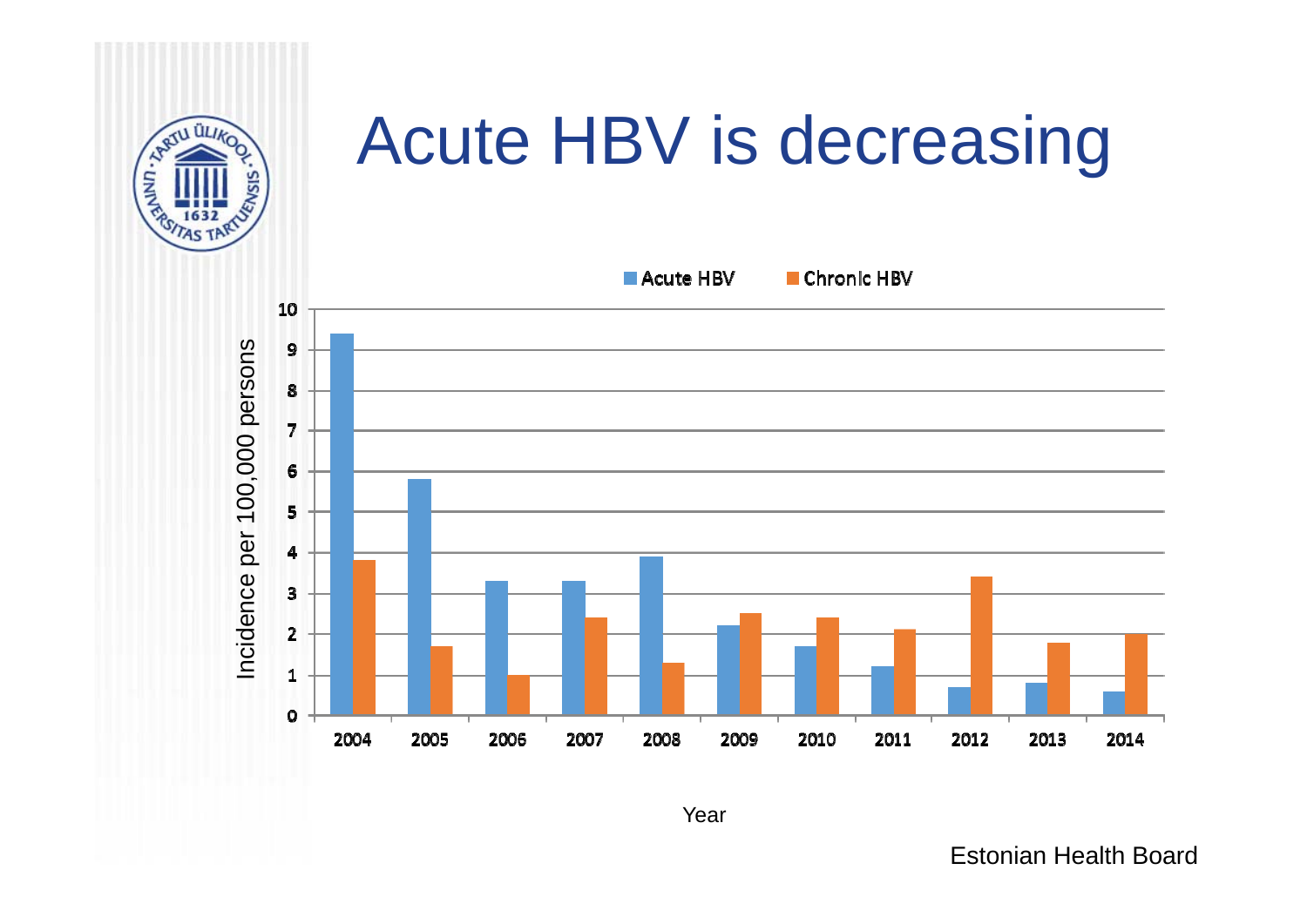# Acute HBV is decreasing

Estonian Health Board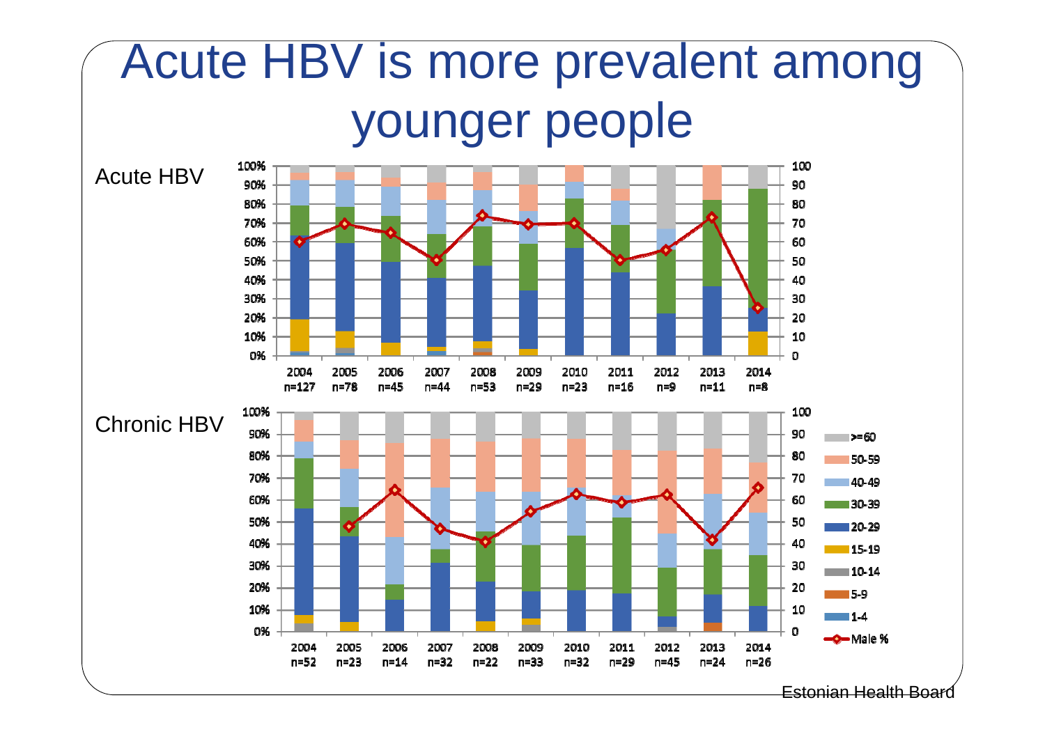# Acute HBV is more prevalent among younger people

Acute HBV

Chronic HBV

Estonian Health Board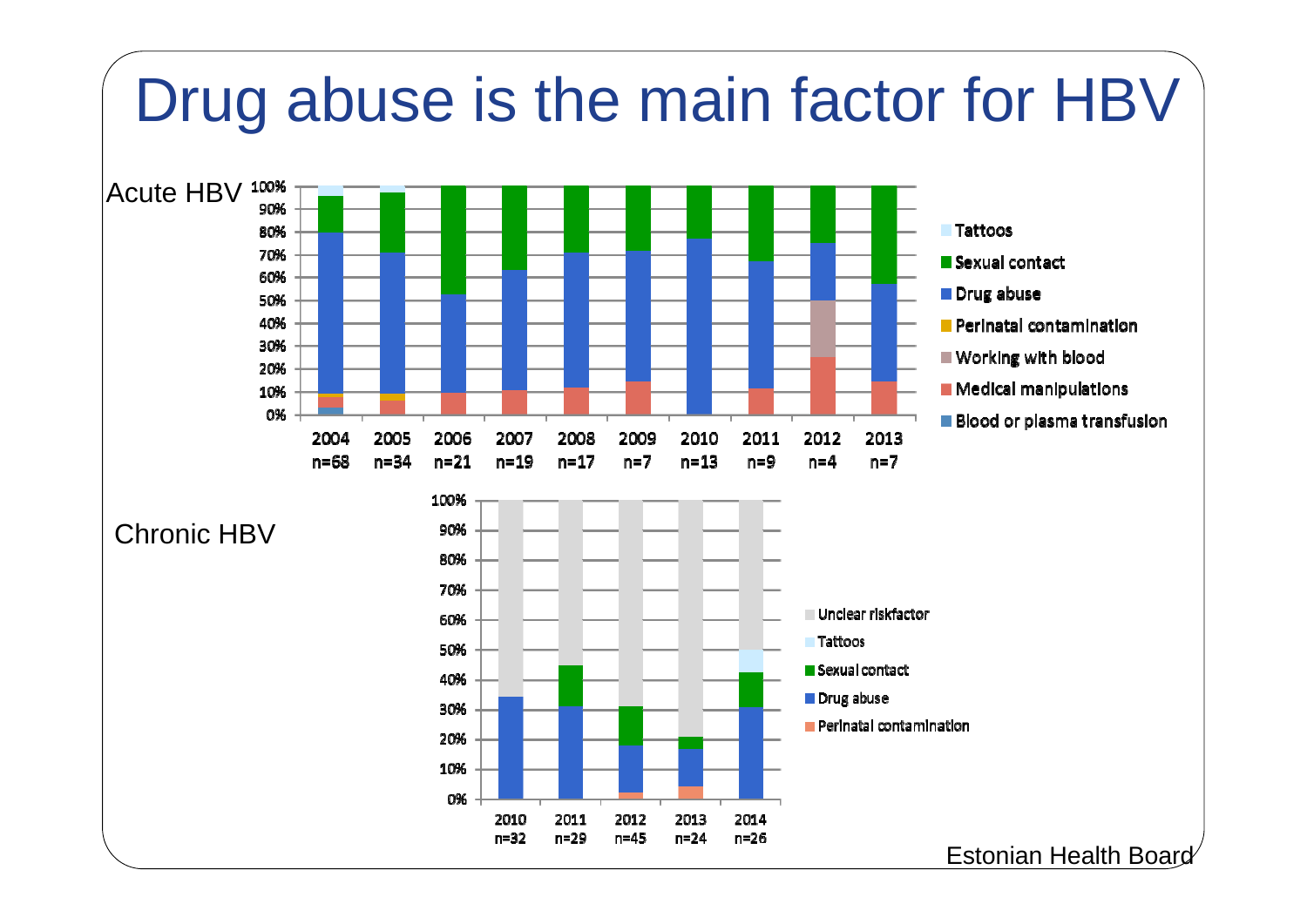# Drug abuse is the main factor for HBV

Acute HBV

| | 2004 n=68 | 2005 n=34 | 2006 n=21 | 2007 n=19 | 2008 n=17 | 2009 n=7 | 2010 n=13 | 2011 n=9 | 2012 n=4 | 2013 n=7 |
|---|---|---|---|---|---|---|---|---|---|---|

Legend: Tattoos, Sexual contact, Drug abuse, Perinatal contamination, Working with blood, Medical manipulations, Blood or plasma transfusion

Chronic HBV

| | 2010 n=32 | 2011 n=29 | 2012 n=45 | 2013 n=24 | 2014 n=26 |
|---|---|---|---|---|---|

Legend: Unclear riskfactor, Tattoos, Sexual contact, Drug abuse, Perinatal contamination

Estonian Health Board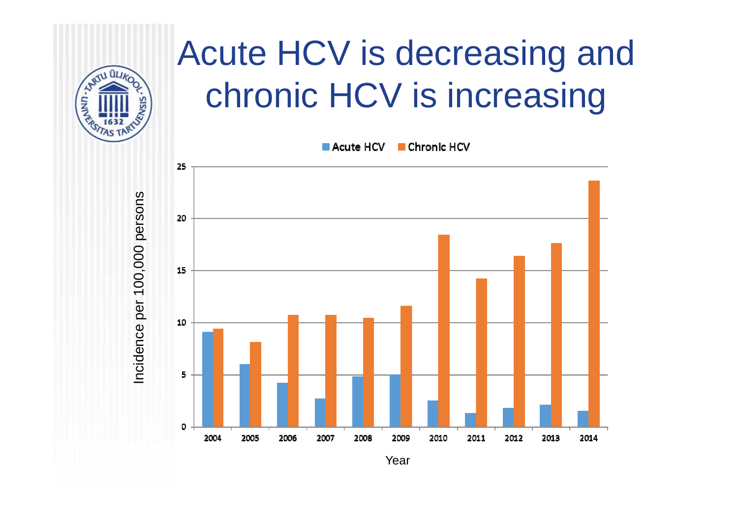# Acute HCV is decreasing and chronic HCV is increasing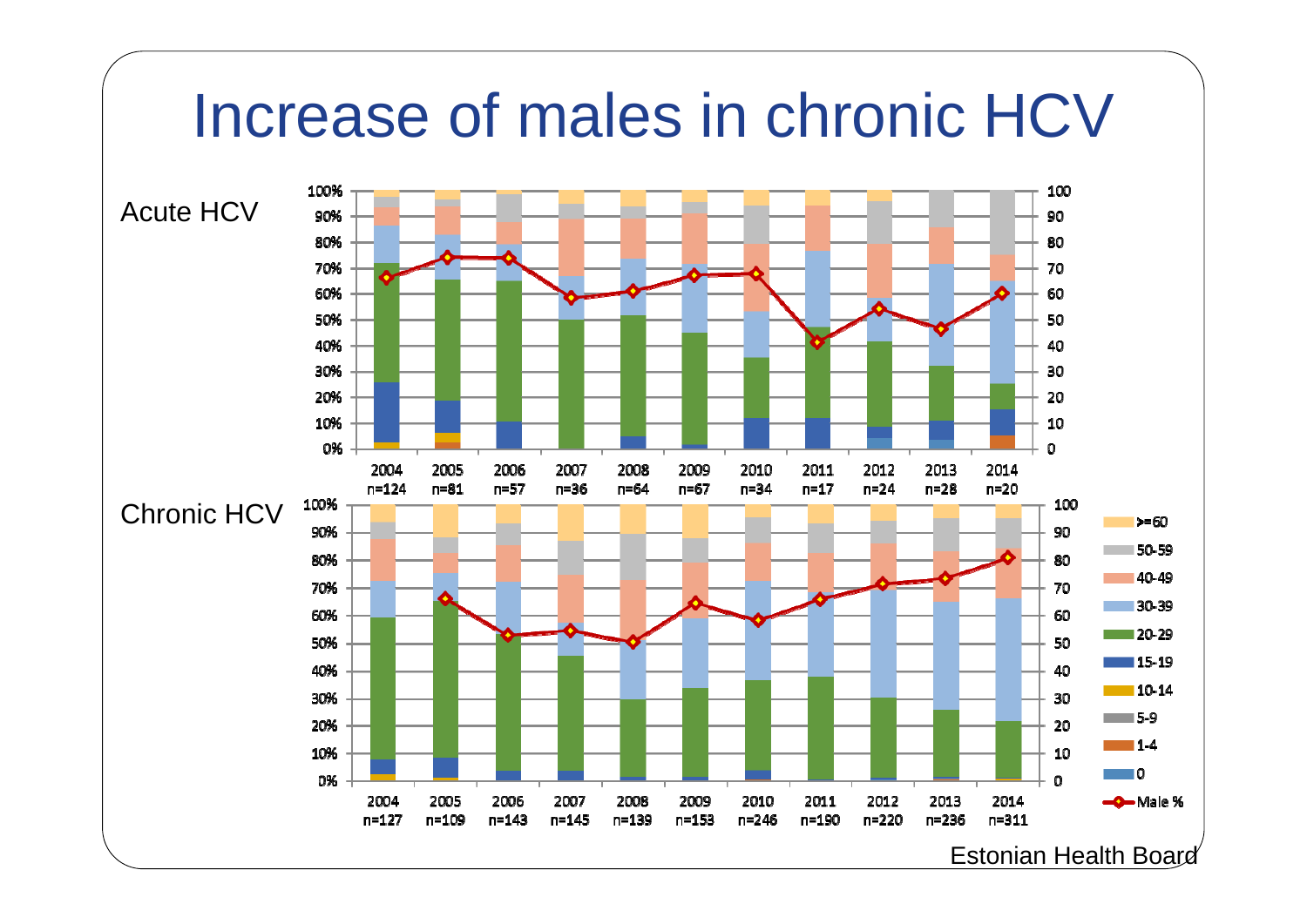# Increase of males in chronic HCV

Acute HCV

| Year | 2004 | 2005 | 2006 | 2007 | 2008 | 2009 | 2010 | 2011 | 2012 | 2013 | 2014 |
|---|---|---|---|---|---|---|---|---|---|---|---|
| n | n=124 | n=81 | n=57 | n=36 | n=64 | n=67 | n=34 | n=17 | n=24 | n=28 | n=20 |

Chronic HCV

| Year | 2004 | 2005 | 2006 | 2007 | 2008 | 2009 | 2010 | 2011 | 2012 | 2013 | 2014 |
|---|---|---|---|---|---|---|---|---|---|---|---|
| n | n=127 | n=109 | n=143 | n=145 | n=139 | n=153 | n=246 | n=190 | n=220 | n=236 | n=311 |

Legend: >=60, 50-59, 40-49, 30-39, 20-29, 15-19, 10-14, 5-9, 1-4, 0, Male %

Estonian Health Board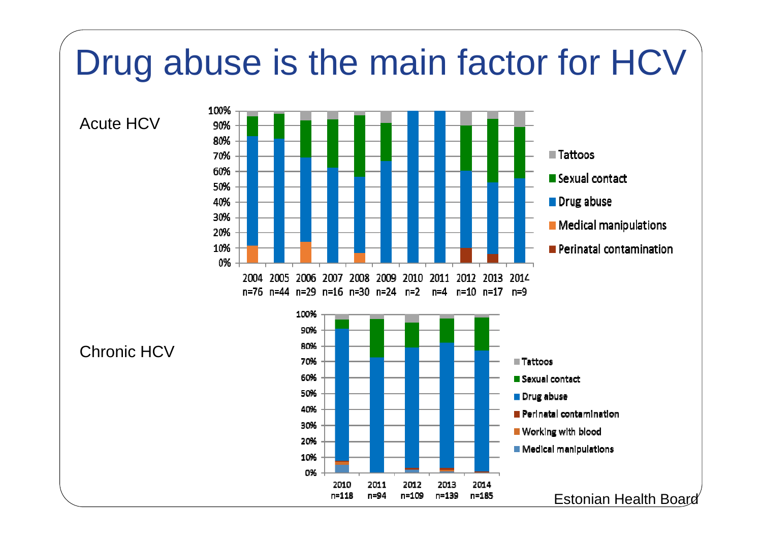# Drug abuse is the main factor for HCV

Acute HCV

| | 2004 n=76 | 2005 n=44 | 2006 n=29 | 2007 n=16 | 2008 n=30 | 2009 n=24 | 2010 n=2 | 2011 n=4 | 2012 n=10 | 2013 n=17 | 2014 n=9 |
|---|---|---|---|---|---|---|---|---|---|---|---|

Legend: Tattoos, Sexual contact, Drug abuse, Medical manipulations, Perinatal contamination

Chronic HCV

| | 2010 n=118 | 2011 n=94 | 2012 n=109 | 2013 n=139 | 2014 n=185 |
|---|---|---|---|---|---|

Legend: Tattoos, Sexual contact, Drug abuse, Perinatal contamination, Working with blood, Medical manipulations

Estonian Health Board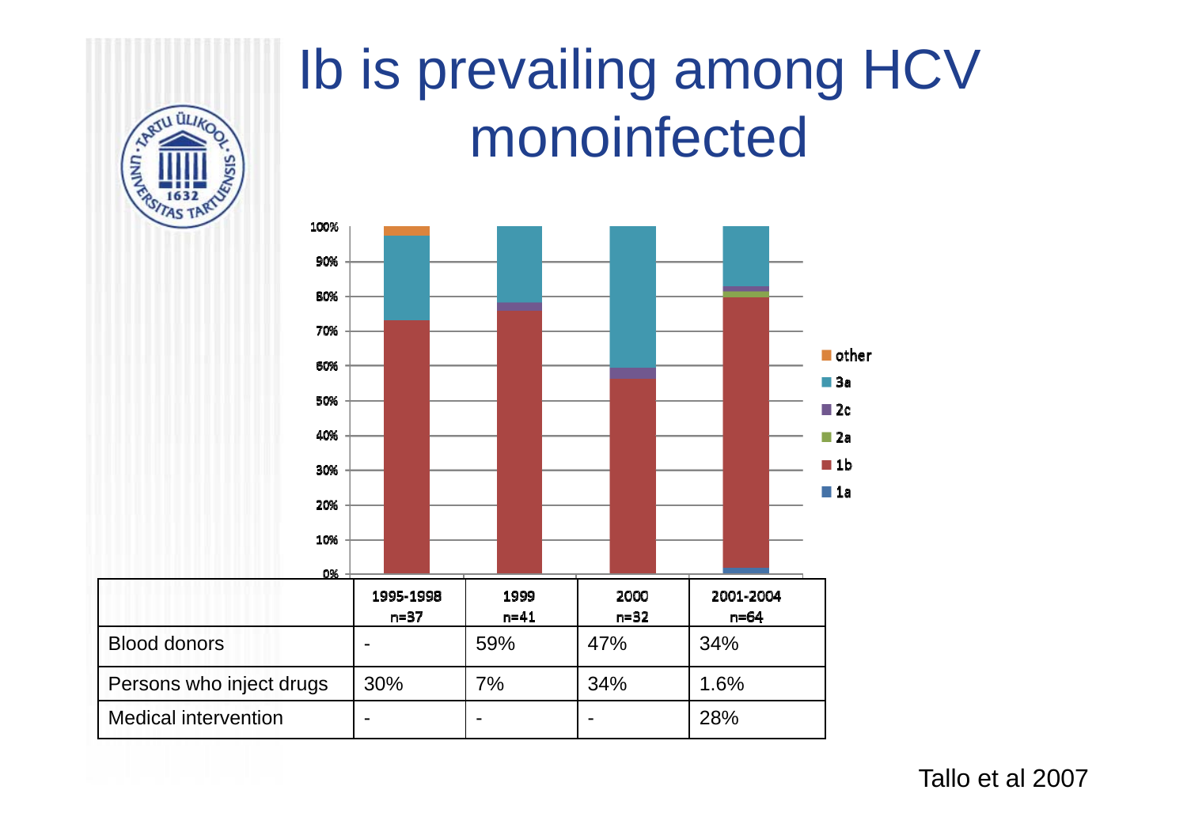# Ib is prevailing among HCV monoinfected

| | 1995-1998 n=37 | 1999 n=41 | 2000 n=32 | 2001-2004 n=64 |
|---|---|---|---|---|
| Blood donors | - | 59% | 47% | 34% |
| Persons who inject drugs | 30% | 7% | 34% | 1.6% |
| Medical intervention | - | - | - | 28% |

Tallo et al 2007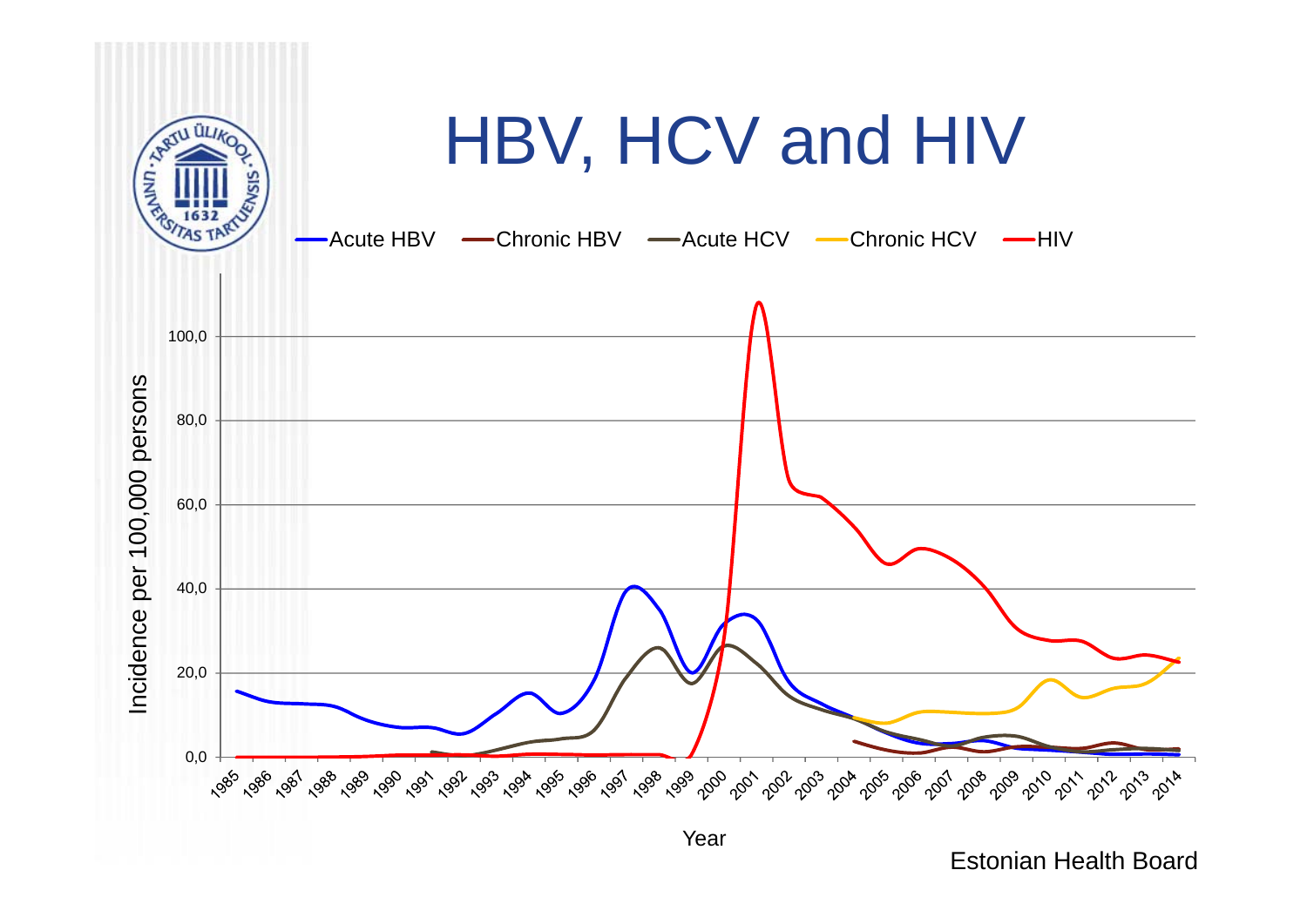# HBV, HCV and HIV

Acute HBV — Chronic HBV — Acute HCV — Chronic HCV — HIV

Incidence per 100,000 persons

Year

Estonian Health Board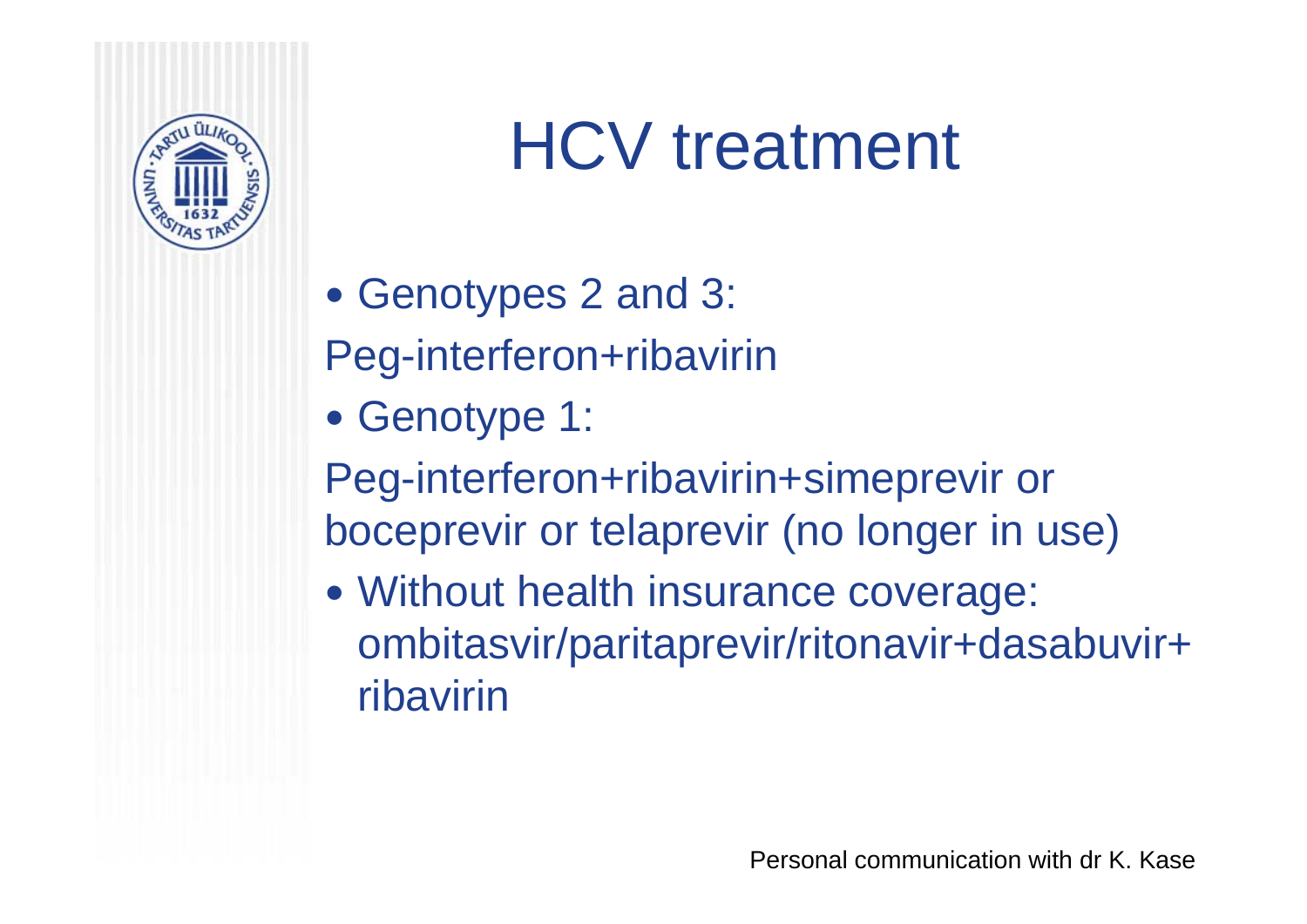# HCV treatment

- Genotypes 2 and 3:

Peg-interferon+ribavirin

- Genotype 1:

Peg-interferon+ribavirin+simeprevir or boceprevir or telaprevir (no longer in use)

- Without health insurance coverage: ombitasvir/paritaprevir/ritonavir+dasabuvir+ ribavirin

Personal communication with dr K. Kase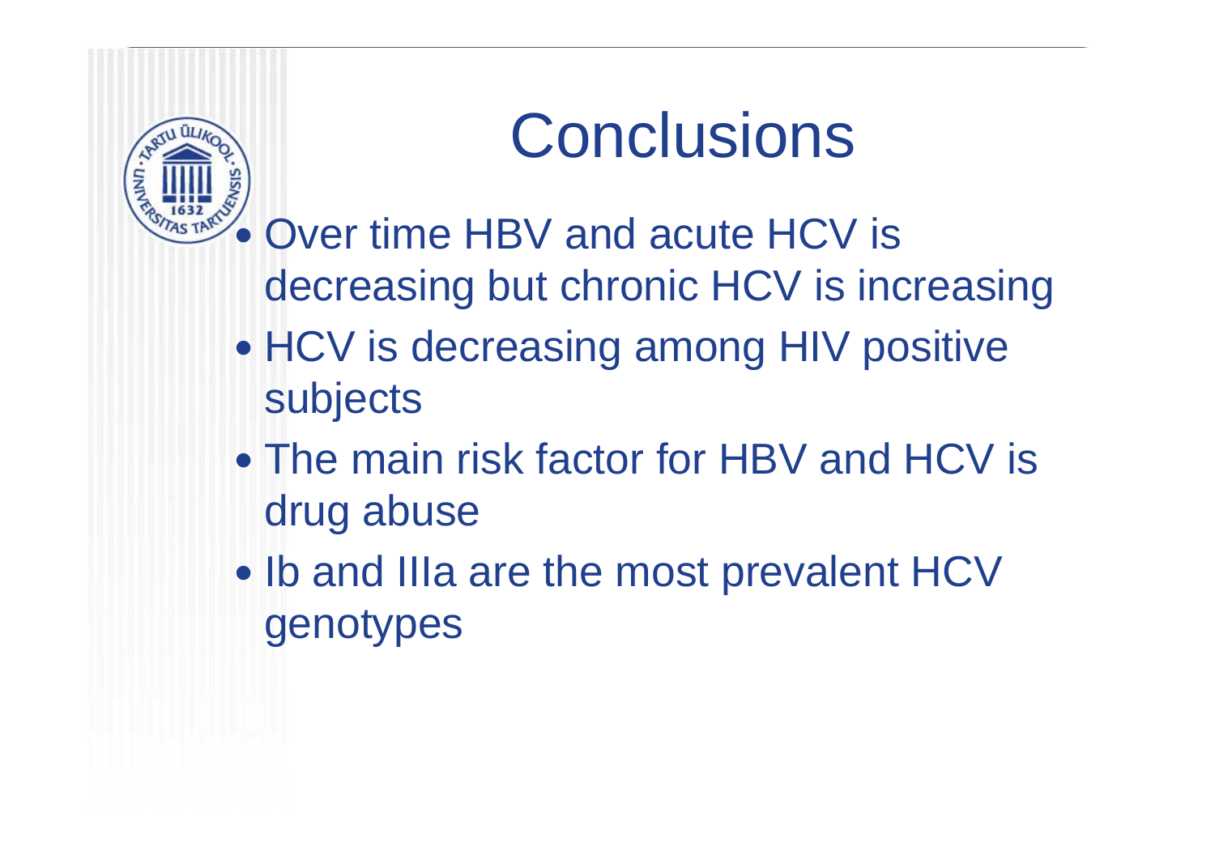# Conclusions

- Over time HBV and acute HCV is decreasing but chronic HCV is increasing
- HCV is decreasing among HIV positive subjects
- The main risk factor for HBV and HCV is drug abuse
- Ib and IIIa are the most prevalent HCV genotypes